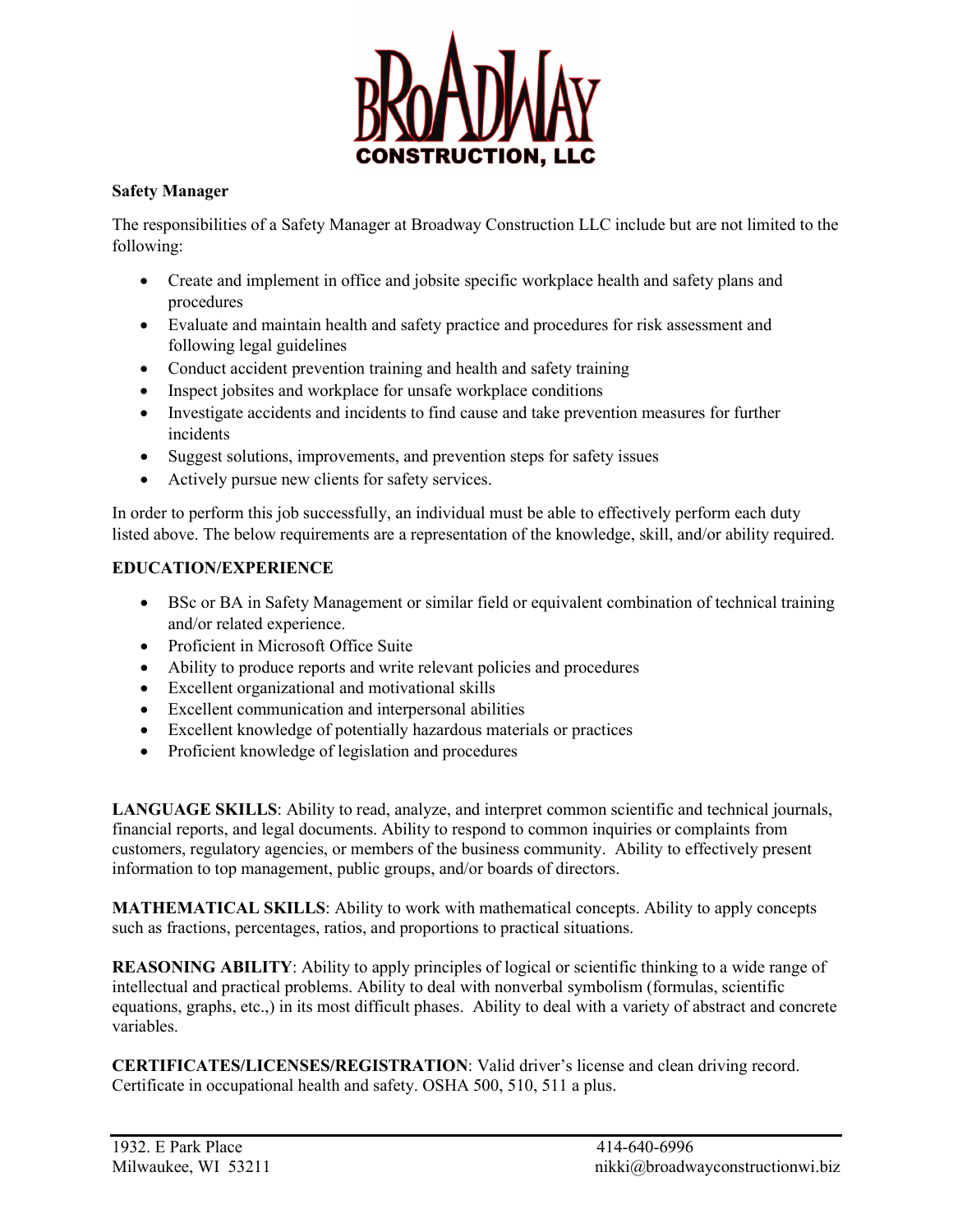BROADWAY CONSTRUCTION, LLC

**Safety Manager**

The responsibilities of a Safety Manager at Broadway Construction LLC include but are not limited to the following:

- Create and implement in office and jobsite specific workplace health and safety plans and procedures
- Evaluate and maintain health and safety practice and procedures for risk assessment and following legal guidelines
- Conduct accident prevention training and health and safety training
- Inspect jobsites and workplace for unsafe workplace conditions
- Investigate accidents and incidents to find cause and take prevention measures for further incidents
- Suggest solutions, improvements, and prevention steps for safety issues
- Actively pursue new clients for safety services.

In order to perform this job successfully, an individual must be able to effectively perform each duty listed above. The below requirements are a representation of the knowledge, skill, and/or ability required.

**EDUCATION/EXPERIENCE**

- BSc or BA in Safety Management or similar field or equivalent combination of technical training and/or related experience.
- Proficient in Microsoft Office Suite
- Ability to produce reports and write relevant policies and procedures
- Excellent organizational and motivational skills
- Excellent communication and interpersonal abilities
- Excellent knowledge of potentially hazardous materials or practices
- Proficient knowledge of legislation and procedures

**LANGUAGE SKILLS**: Ability to read, analyze, and interpret common scientific and technical journals, financial reports, and legal documents. Ability to respond to common inquiries or complaints from customers, regulatory agencies, or members of the business community. Ability to effectively present information to top management, public groups, and/or boards of directors.

**MATHEMATICAL SKILLS**: Ability to work with mathematical concepts. Ability to apply concepts such as fractions, percentages, ratios, and proportions to practical situations.

**REASONING ABILITY**: Ability to apply principles of logical or scientific thinking to a wide range of intellectual and practical problems. Ability to deal with nonverbal symbolism (formulas, scientific equations, graphs, etc.,) in its most difficult phases. Ability to deal with a variety of abstract and concrete variables.

**CERTIFICATES/LICENSES/REGISTRATION**: Valid driver's license and clean driving record. Certificate in occupational health and safety. OSHA 500, 510, 511 a plus.

1932. E Park Place
Milwaukee, WI 53211

414-640-6996
nikki@broadwayconstructionwi.biz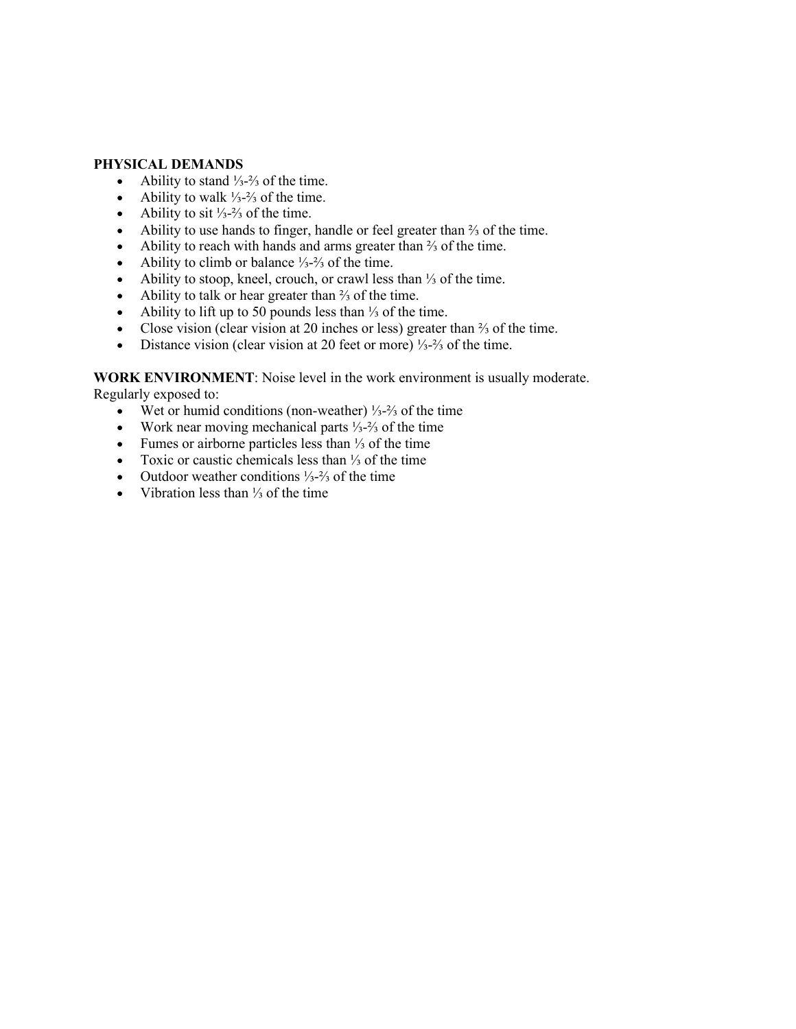**PHYSICAL DEMANDS**

- Ability to stand ⅓-⅔ of the time.
- Ability to walk ⅓-⅔ of the time.
- Ability to sit ⅓-⅔ of the time.
- Ability to use hands to finger, handle or feel greater than ⅔ of the time.
- Ability to reach with hands and arms greater than ⅔ of the time.
- Ability to climb or balance ⅓-⅔ of the time.
- Ability to stoop, kneel, crouch, or crawl less than ⅓ of the time.
- Ability to talk or hear greater than ⅔ of the time.
- Ability to lift up to 50 pounds less than ⅓ of the time.
- Close vision (clear vision at 20 inches or less) greater than ⅔ of the time.
- Distance vision (clear vision at 20 feet or more) ⅓-⅔ of the time.

**WORK ENVIRONMENT**: Noise level in the work environment is usually moderate.
Regularly exposed to:

- Wet or humid conditions (non-weather) ⅓-⅔ of the time
- Work near moving mechanical parts ⅓-⅔ of the time
- Fumes or airborne particles less than ⅓ of the time
- Toxic or caustic chemicals less than ⅓ of the time
- Outdoor weather conditions ⅓-⅔ of the time
- Vibration less than ⅓ of the time